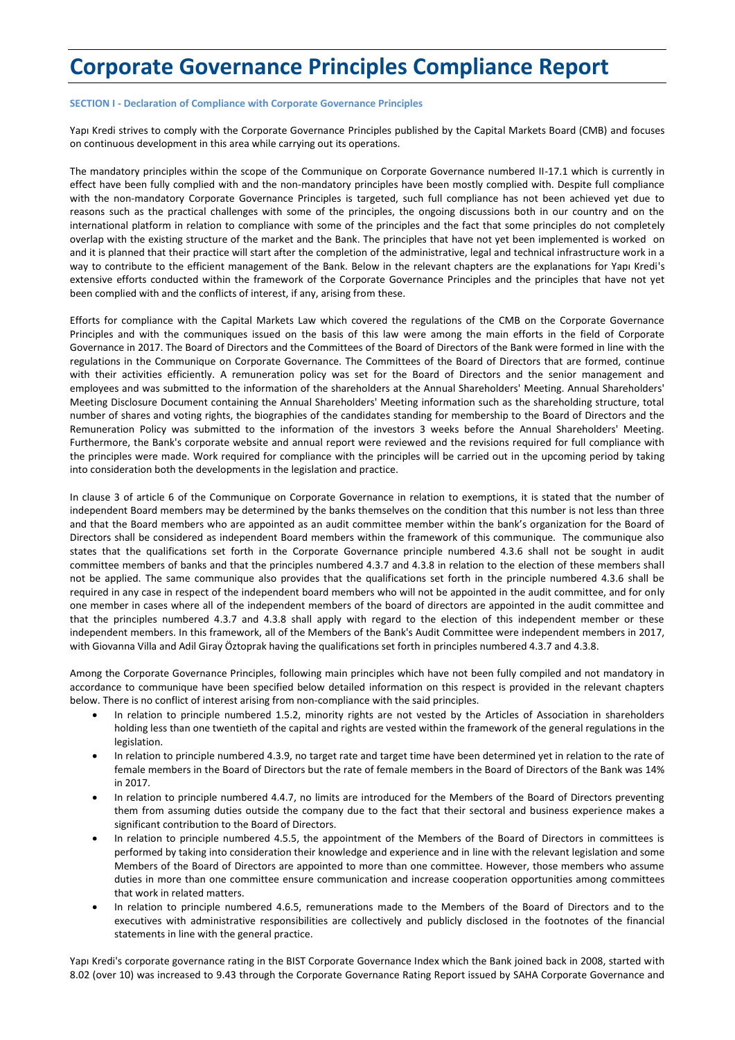# Corporate Governance Principles Compliance Report

**SECTION I - Declaration of Compliance with Corporate Governance Principles**

Yapı Kredi strives to comply with the Corporate Governance Principles published by the Capital Markets Board (CMB) and focuses on continuous development in this area while carrying out its operations.

The mandatory principles within the scope of the Communique on Corporate Governance numbered II-17.1 which is currently in effect have been fully complied with and the non-mandatory principles have been mostly complied with. Despite full compliance with the non-mandatory Corporate Governance Principles is targeted, such full compliance has not been achieved yet due to reasons such as the practical challenges with some of the principles, the ongoing discussions both in our country and on the international platform in relation to compliance with some of the principles and the fact that some principles do not completely overlap with the existing structure of the market and the Bank. The principles that have not yet been implemented is worked on and it is planned that their practice will start after the completion of the administrative, legal and technical infrastructure work in a way to contribute to the efficient management of the Bank. Below in the relevant chapters are the explanations for Yapı Kredi's extensive efforts conducted within the framework of the Corporate Governance Principles and the principles that have not yet been complied with and the conflicts of interest, if any, arising from these.

Efforts for compliance with the Capital Markets Law which covered the regulations of the CMB on the Corporate Governance Principles and with the communiques issued on the basis of this law were among the main efforts in the field of Corporate Governance in 2017. The Board of Directors and the Committees of the Board of Directors of the Bank were formed in line with the regulations in the Communique on Corporate Governance. The Committees of the Board of Directors that are formed, continue with their activities efficiently. A remuneration policy was set for the Board of Directors and the senior management and employees and was submitted to the information of the shareholders at the Annual Shareholders' Meeting. Annual Shareholders' Meeting Disclosure Document containing the Annual Shareholders' Meeting information such as the shareholding structure, total number of shares and voting rights, the biographies of the candidates standing for membership to the Board of Directors and the Remuneration Policy was submitted to the information of the investors 3 weeks before the Annual Shareholders' Meeting. Furthermore, the Bank's corporate website and annual report were reviewed and the revisions required for full compliance with the principles were made. Work required for compliance with the principles will be carried out in the upcoming period by taking into consideration both the developments in the legislation and practice.

In clause 3 of article 6 of the Communique on Corporate Governance in relation to exemptions, it is stated that the number of independent Board members may be determined by the banks themselves on the condition that this number is not less than three and that the Board members who are appointed as an audit committee member within the bank's organization for the Board of Directors shall be considered as independent Board members within the framework of this communique. The communique also states that the qualifications set forth in the Corporate Governance principle numbered 4.3.6 shall not be sought in audit committee members of banks and that the principles numbered 4.3.7 and 4.3.8 in relation to the election of these members shall not be applied. The same communique also provides that the qualifications set forth in the principle numbered 4.3.6 shall be required in any case in respect of the independent board members who will not be appointed in the audit committee, and for only one member in cases where all of the independent members of the board of directors are appointed in the audit committee and that the principles numbered 4.3.7 and 4.3.8 shall apply with regard to the election of this independent member or these independent members. In this framework, all of the Members of the Bank's Audit Committee were independent members in 2017, with Giovanna Villa and Adil Giray Öztoprak having the qualifications set forth in principles numbered 4.3.7 and 4.3.8.

Among the Corporate Governance Principles, following main principles which have not been fully compiled and not mandatory in accordance to communique have been specified below detailed information on this respect is provided in the relevant chapters below. There is no conflict of interest arising from non-compliance with the said principles.

- In relation to principle numbered 1.5.2, minority rights are not vested by the Articles of Association in shareholders holding less than one twentieth of the capital and rights are vested within the framework of the general regulations in the legislation.
- In relation to principle numbered 4.3.9, no target rate and target time have been determined yet in relation to the rate of female members in the Board of Directors but the rate of female members in the Board of Directors of the Bank was 14% in 2017.
- In relation to principle numbered 4.4.7, no limits are introduced for the Members of the Board of Directors preventing them from assuming duties outside the company due to the fact that their sectoral and business experience makes a significant contribution to the Board of Directors.
- In relation to principle numbered 4.5.5, the appointment of the Members of the Board of Directors in committees is performed by taking into consideration their knowledge and experience and in line with the relevant legislation and some Members of the Board of Directors are appointed to more than one committee. However, those members who assume duties in more than one committee ensure communication and increase cooperation opportunities among committees that work in related matters.
- In relation to principle numbered 4.6.5, remunerations made to the Members of the Board of Directors and to the executives with administrative responsibilities are collectively and publicly disclosed in the footnotes of the financial statements in line with the general practice.

Yapı Kredi's corporate governance rating in the BIST Corporate Governance Index which the Bank joined back in 2008, started with 8.02 (over 10) was increased to 9.43 through the Corporate Governance Rating Report issued by SAHA Corporate Governance and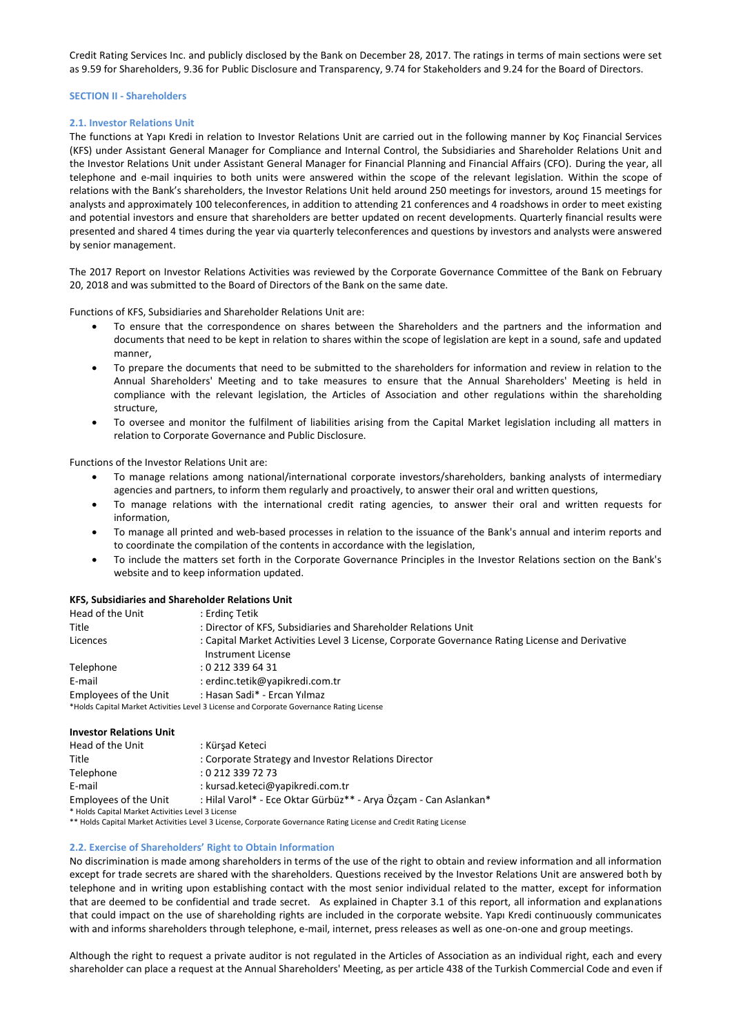Credit Rating Services Inc. and publicly disclosed by the Bank on December 28, 2017. The ratings in terms of main sections were set as 9.59 for Shareholders, 9.36 for Public Disclosure and Transparency, 9.74 for Stakeholders and 9.24 for the Board of Directors.

## SECTION II - Shareholders

### 2.1. Investor Relations Unit

The functions at Yapı Kredi in relation to Investor Relations Unit are carried out in the following manner by Koç Financial Services (KFS) under Assistant General Manager for Compliance and Internal Control, the Subsidiaries and Shareholder Relations Unit and the Investor Relations Unit under Assistant General Manager for Financial Planning and Financial Affairs (CFO). During the year, all telephone and e-mail inquiries to both units were answered within the scope of the relevant legislation. Within the scope of relations with the Bank's shareholders, the Investor Relations Unit held around 250 meetings for investors, around 15 meetings for analysts and approximately 100 teleconferences, in addition to attending 21 conferences and 4 roadshows in order to meet existing and potential investors and ensure that shareholders are better updated on recent developments. Quarterly financial results were presented and shared 4 times during the year via quarterly teleconferences and questions by investors and analysts were answered by senior management.

The 2017 Report on Investor Relations Activities was reviewed by the Corporate Governance Committee of the Bank on February 20, 2018 and was submitted to the Board of Directors of the Bank on the same date.

Functions of KFS, Subsidiaries and Shareholder Relations Unit are:

- To ensure that the correspondence on shares between the Shareholders and the partners and the information and documents that need to be kept in relation to shares within the scope of legislation are kept in a sound, safe and updated manner,
- To prepare the documents that need to be submitted to the shareholders for information and review in relation to the Annual Shareholders' Meeting and to take measures to ensure that the Annual Shareholders' Meeting is held in compliance with the relevant legislation, the Articles of Association and other regulations within the shareholding structure,
- To oversee and monitor the fulfilment of liabilities arising from the Capital Market legislation including all matters in relation to Corporate Governance and Public Disclosure.

Functions of the Investor Relations Unit are:

- To manage relations among national/international corporate investors/shareholders, banking analysts of intermediary agencies and partners, to inform them regularly and proactively, to answer their oral and written questions,
- To manage relations with the international credit rating agencies, to answer their oral and written requests for information,
- To manage all printed and web-based processes in relation to the issuance of the Bank's annual and interim reports and to coordinate the compilation of the contents in accordance with the legislation,
- To include the matters set forth in the Corporate Governance Principles in the Investor Relations section on the Bank's website and to keep information updated.

**KFS, Subsidiaries and Shareholder Relations Unit**

| | |
|---|---|
| Head of the Unit | : Erdinç Tetik |
| Title | : Director of KFS, Subsidiaries and Shareholder Relations Unit |
| Licences | : Capital Market Activities Level 3 License, Corporate Governance Rating License and Derivative Instrument License |
| Telephone | : 0 212 339 64 31 |
| E-mail | : erdinc.tetik@yapikredi.com.tr |
| Employees of the Unit | : Hasan Sadi* - Ercan Yılmaz |

*Holds Capital Market Activities Level 3 License and Corporate Governance Rating License

**Investor Relations Unit**

| | |
|---|---|
| Head of the Unit | : Kürşad Keteci |
| Title | : Corporate Strategy and Investor Relations Director |
| Telephone | : 0 212 339 72 73 |
| E-mail | : kursad.keteci@yapikredi.com.tr |
| Employees of the Unit | : Hilal Varol* - Ece Oktar Gürbüz** - Arya Özçam - Can Aslankan* |

* Holds Capital Market Activities Level 3 License

** Holds Capital Market Activities Level 3 License, Corporate Governance Rating License and Credit Rating License

### 2.2. Exercise of Shareholders' Right to Obtain Information

No discrimination is made among shareholders in terms of the use of the right to obtain and review information and all information except for trade secrets are shared with the shareholders. Questions received by the Investor Relations Unit are answered both by telephone and in writing upon establishing contact with the most senior individual related to the matter, except for information that are deemed to be confidential and trade secret. As explained in Chapter 3.1 of this report, all information and explanations that could impact on the use of shareholding rights are included in the corporate website. Yapı Kredi continuously communicates with and informs shareholders through telephone, e-mail, internet, press releases as well as one-on-one and group meetings.

Although the right to request a private auditor is not regulated in the Articles of Association as an individual right, each and every shareholder can place a request at the Annual Shareholders' Meeting, as per article 438 of the Turkish Commercial Code and even if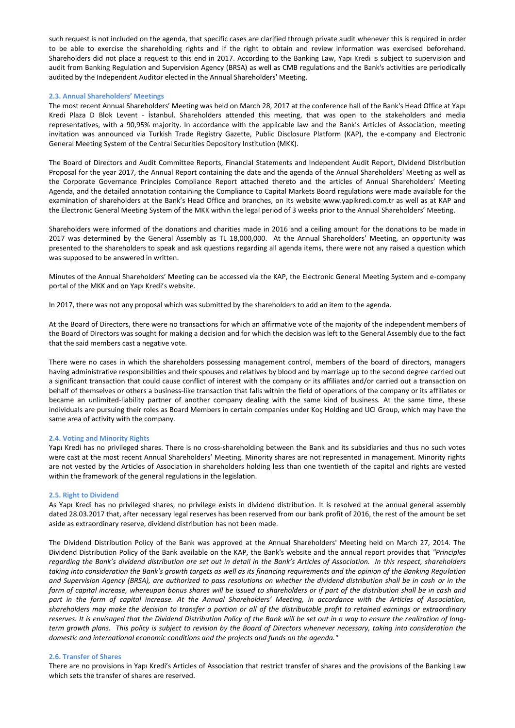such request is not included on the agenda, that specific cases are clarified through private audit whenever this is required in order to be able to exercise the shareholding rights and if the right to obtain and review information was exercised beforehand. Shareholders did not place a request to this end in 2017. According to the Banking Law, Yapı Kredi is subject to supervision and audit from Banking Regulation and Supervision Agency (BRSA) as well as CMB regulations and the Bank's activities are periodically audited by the Independent Auditor elected in the Annual Shareholders' Meeting.

### 2.3. Annual Shareholders' Meetings

The most recent Annual Shareholders' Meeting was held on March 28, 2017 at the conference hall of the Bank's Head Office at Yapı Kredi Plaza D Blok Levent - İstanbul. Shareholders attended this meeting, that was open to the stakeholders and media representatives, with a 90,95% majority. In accordance with the applicable law and the Bank's Articles of Association, meeting invitation was announced via Turkish Trade Registry Gazette, Public Disclosure Platform (KAP), the e-company and Electronic General Meeting System of the Central Securities Depository Institution (MKK).

The Board of Directors and Audit Committee Reports, Financial Statements and Independent Audit Report, Dividend Distribution Proposal for the year 2017, the Annual Report containing the date and the agenda of the Annual Shareholders' Meeting as well as the Corporate Governance Principles Compliance Report attached thereto and the articles of Annual Shareholders' Meeting Agenda, and the detailed annotation containing the Compliance to Capital Markets Board regulations were made available for the examination of shareholders at the Bank's Head Office and branches, on its website www.yapikredi.com.tr as well as at KAP and the Electronic General Meeting System of the MKK within the legal period of 3 weeks prior to the Annual Shareholders' Meeting.

Shareholders were informed of the donations and charities made in 2016 and a ceiling amount for the donations to be made in 2017 was determined by the General Assembly as TL 18,000,000. At the Annual Shareholders' Meeting, an opportunity was presented to the shareholders to speak and ask questions regarding all agenda items, there were not any raised a question which was supposed to be answered in written.

Minutes of the Annual Shareholders' Meeting can be accessed via the KAP, the Electronic General Meeting System and e-company portal of the MKK and on Yapı Kredi's website.

In 2017, there was not any proposal which was submitted by the shareholders to add an item to the agenda.

At the Board of Directors, there were no transactions for which an affirmative vote of the majority of the independent members of the Board of Directors was sought for making a decision and for which the decision was left to the General Assembly due to the fact that the said members cast a negative vote.

There were no cases in which the shareholders possessing management control, members of the board of directors, managers having administrative responsibilities and their spouses and relatives by blood and by marriage up to the second degree carried out a significant transaction that could cause conflict of interest with the company or its affiliates and/or carried out a transaction on behalf of themselves or others a business-like transaction that falls within the field of operations of the company or its affiliates or became an unlimited-liability partner of another company dealing with the same kind of business. At the same time, these individuals are pursuing their roles as Board Members in certain companies under Koç Holding and UCI Group, which may have the same area of activity with the company.

### 2.4. Voting and Minority Rights

Yapı Kredi has no privileged shares. There is no cross-shareholding between the Bank and its subsidiaries and thus no such votes were cast at the most recent Annual Shareholders' Meeting. Minority shares are not represented in management. Minority rights are not vested by the Articles of Association in shareholders holding less than one twentieth of the capital and rights are vested within the framework of the general regulations in the legislation.

### 2.5. Right to Dividend

As Yapı Kredi has no privileged shares, no privilege exists in dividend distribution. It is resolved at the annual general assembly dated 28.03.2017 that, after necessary legal reserves has been reserved from our bank profit of 2016, the rest of the amount be set aside as extraordinary reserve, dividend distribution has not been made.

The Dividend Distribution Policy of the Bank was approved at the Annual Shareholders' Meeting held on March 27, 2014. The Dividend Distribution Policy of the Bank available on the KAP, the Bank's website and the annual report provides that *"Principles regarding the Bank's dividend distribution are set out in detail in the Bank's Articles of Association. In this respect, shareholders taking into consideration the Bank's growth targets as well as its financing requirements and the opinion of the Banking Regulation and Supervision Agency (BRSA), are authorized to pass resolutions on whether the dividend distribution shall be in cash or in the form of capital increase, whereupon bonus shares will be issued to shareholders or if part of the distribution shall be in cash and part in the form of capital increase. At the Annual Shareholders' Meeting, in accordance with the Articles of Association, shareholders may make the decision to transfer a portion or all of the distributable profit to retained earnings or extraordinary reserves. It is envisaged that the Dividend Distribution Policy of the Bank will be set out in a way to ensure the realization of long-term growth plans. This policy is subject to revision by the Board of Directors whenever necessary, taking into consideration the domestic and international economic conditions and the projects and funds on the agenda."*

### 2.6. Transfer of Shares

There are no provisions in Yapı Kredi's Articles of Association that restrict transfer of shares and the provisions of the Banking Law which sets the transfer of shares are reserved.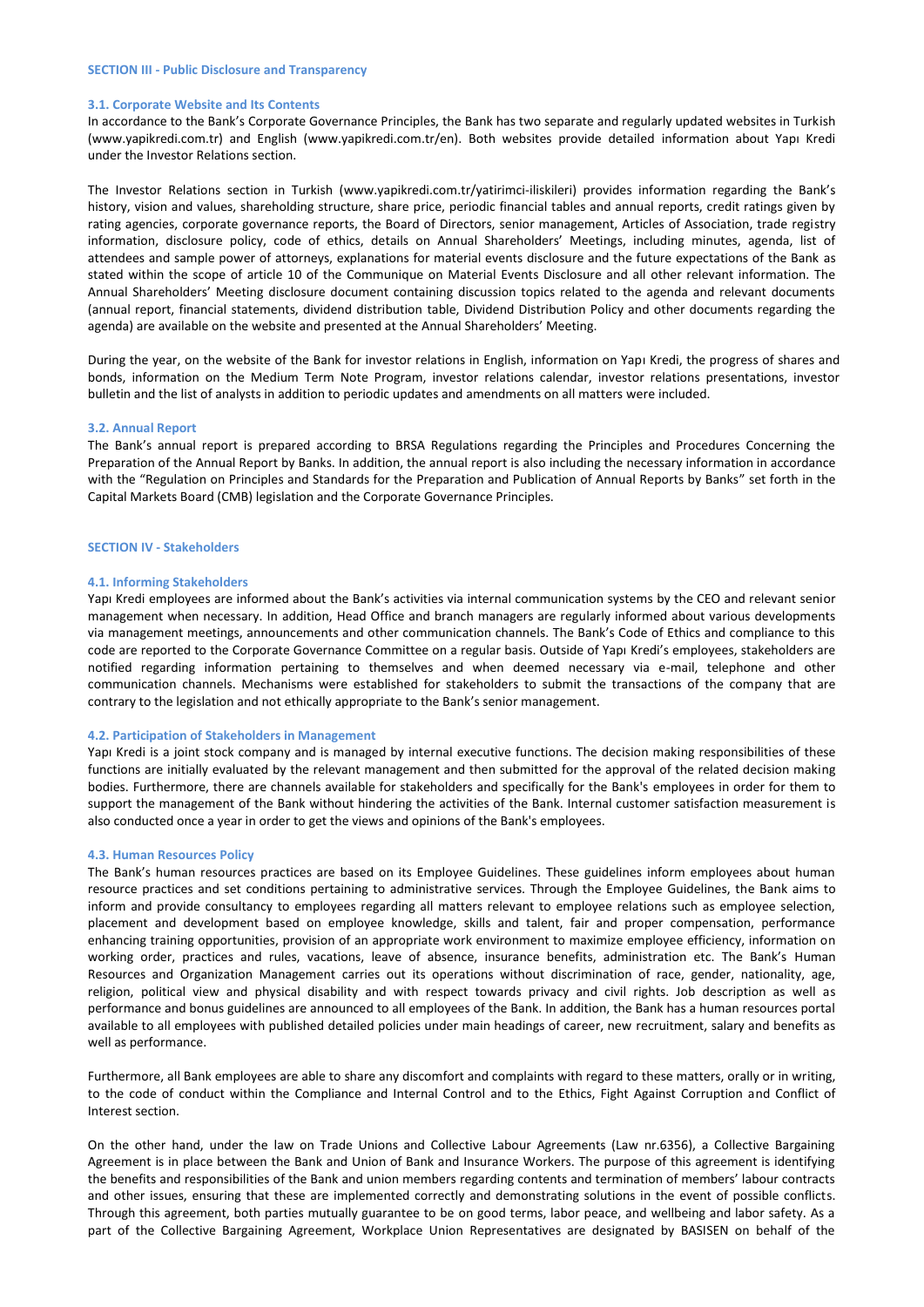## SECTION III - Public Disclosure and Transparency

### 3.1. Corporate Website and Its Contents

In accordance to the Bank's Corporate Governance Principles, the Bank has two separate and regularly updated websites in Turkish (www.yapikredi.com.tr) and English (www.yapikredi.com.tr/en). Both websites provide detailed information about Yapı Kredi under the Investor Relations section.

The Investor Relations section in Turkish (www.yapikredi.com.tr/yatirimci-iliskileri) provides information regarding the Bank's history, vision and values, shareholding structure, share price, periodic financial tables and annual reports, credit ratings given by rating agencies, corporate governance reports, the Board of Directors, senior management, Articles of Association, trade registry information, disclosure policy, code of ethics, details on Annual Shareholders' Meetings, including minutes, agenda, list of attendees and sample power of attorneys, explanations for material events disclosure and the future expectations of the Bank as stated within the scope of article 10 of the Communique on Material Events Disclosure and all other relevant information. The Annual Shareholders' Meeting disclosure document containing discussion topics related to the agenda and relevant documents (annual report, financial statements, dividend distribution table, Dividend Distribution Policy and other documents regarding the agenda) are available on the website and presented at the Annual Shareholders' Meeting.

During the year, on the website of the Bank for investor relations in English, information on Yapı Kredi, the progress of shares and bonds, information on the Medium Term Note Program, investor relations calendar, investor relations presentations, investor bulletin and the list of analysts in addition to periodic updates and amendments on all matters were included.

### 3.2. Annual Report

The Bank's annual report is prepared according to BRSA Regulations regarding the Principles and Procedures Concerning the Preparation of the Annual Report by Banks. In addition, the annual report is also including the necessary information in accordance with the "Regulation on Principles and Standards for the Preparation and Publication of Annual Reports by Banks" set forth in the Capital Markets Board (CMB) legislation and the Corporate Governance Principles.

## SECTION IV - Stakeholders

### 4.1. Informing Stakeholders

Yapı Kredi employees are informed about the Bank's activities via internal communication systems by the CEO and relevant senior management when necessary. In addition, Head Office and branch managers are regularly informed about various developments via management meetings, announcements and other communication channels. The Bank's Code of Ethics and compliance to this code are reported to the Corporate Governance Committee on a regular basis. Outside of Yapı Kredi's employees, stakeholders are notified regarding information pertaining to themselves and when deemed necessary via e-mail, telephone and other communication channels. Mechanisms were established for stakeholders to submit the transactions of the company that are contrary to the legislation and not ethically appropriate to the Bank's senior management.

### 4.2. Participation of Stakeholders in Management

Yapı Kredi is a joint stock company and is managed by internal executive functions. The decision making responsibilities of these functions are initially evaluated by the relevant management and then submitted for the approval of the related decision making bodies. Furthermore, there are channels available for stakeholders and specifically for the Bank's employees in order for them to support the management of the Bank without hindering the activities of the Bank. Internal customer satisfaction measurement is also conducted once a year in order to get the views and opinions of the Bank's employees.

### 4.3. Human Resources Policy

The Bank's human resources practices are based on its Employee Guidelines. These guidelines inform employees about human resource practices and set conditions pertaining to administrative services. Through the Employee Guidelines, the Bank aims to inform and provide consultancy to employees regarding all matters relevant to employee relations such as employee selection, placement and development based on employee knowledge, skills and talent, fair and proper compensation, performance enhancing training opportunities, provision of an appropriate work environment to maximize employee efficiency, information on working order, practices and rules, vacations, leave of absence, insurance benefits, administration etc. The Bank's Human Resources and Organization Management carries out its operations without discrimination of race, gender, nationality, age, religion, political view and physical disability and with respect towards privacy and civil rights. Job description as well as performance and bonus guidelines are announced to all employees of the Bank. In addition, the Bank has a human resources portal available to all employees with published detailed policies under main headings of career, new recruitment, salary and benefits as well as performance.

Furthermore, all Bank employees are able to share any discomfort and complaints with regard to these matters, orally or in writing, to the code of conduct within the Compliance and Internal Control and to the Ethics, Fight Against Corruption and Conflict of Interest section.

On the other hand, under the law on Trade Unions and Collective Labour Agreements (Law nr.6356), a Collective Bargaining Agreement is in place between the Bank and Union of Bank and Insurance Workers. The purpose of this agreement is identifying the benefits and responsibilities of the Bank and union members regarding contents and termination of members' labour contracts and other issues, ensuring that these are implemented correctly and demonstrating solutions in the event of possible conflicts. Through this agreement, both parties mutually guarantee to be on good terms, labor peace, and wellbeing and labor safety. As a part of the Collective Bargaining Agreement, Workplace Union Representatives are designated by BASISEN on behalf of the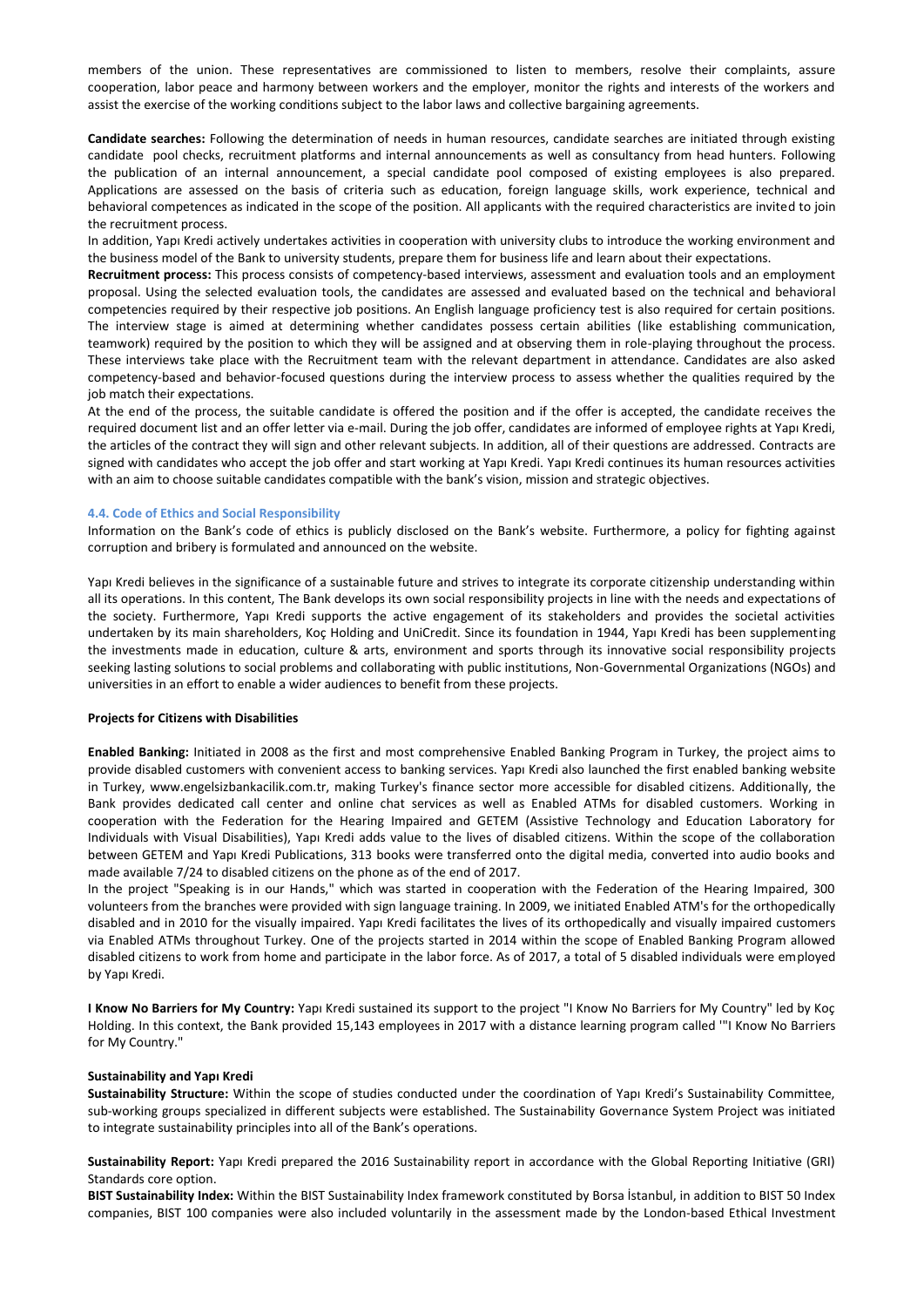members of the union. These representatives are commissioned to listen to members, resolve their complaints, assure cooperation, labor peace and harmony between workers and the employer, monitor the rights and interests of the workers and assist the exercise of the working conditions subject to the labor laws and collective bargaining agreements.

**Candidate searches:** Following the determination of needs in human resources, candidate searches are initiated through existing candidate pool checks, recruitment platforms and internal announcements as well as consultancy from head hunters. Following the publication of an internal announcement, a special candidate pool composed of existing employees is also prepared. Applications are assessed on the basis of criteria such as education, foreign language skills, work experience, technical and behavioral competences as indicated in the scope of the position. All applicants with the required characteristics are invited to join the recruitment process.

In addition, Yapı Kredi actively undertakes activities in cooperation with university clubs to introduce the working environment and the business model of the Bank to university students, prepare them for business life and learn about their expectations.

**Recruitment process:** This process consists of competency-based interviews, assessment and evaluation tools and an employment proposal. Using the selected evaluation tools, the candidates are assessed and evaluated based on the technical and behavioral competencies required by their respective job positions. An English language proficiency test is also required for certain positions. The interview stage is aimed at determining whether candidates possess certain abilities (like establishing communication, teamwork) required by the position to which they will be assigned and at observing them in role-playing throughout the process. These interviews take place with the Recruitment team with the relevant department in attendance. Candidates are also asked competency-based and behavior-focused questions during the interview process to assess whether the qualities required by the job match their expectations.

At the end of the process, the suitable candidate is offered the position and if the offer is accepted, the candidate receives the required document list and an offer letter via e-mail. During the job offer, candidates are informed of employee rights at Yapı Kredi, the articles of the contract they will sign and other relevant subjects. In addition, all of their questions are addressed. Contracts are signed with candidates who accept the job offer and start working at Yapı Kredi. Yapı Kredi continues its human resources activities with an aim to choose suitable candidates compatible with the bank's vision, mission and strategic objectives.

### 4.4. Code of Ethics and Social Responsibility

Information on the Bank's code of ethics is publicly disclosed on the Bank's website. Furthermore, a policy for fighting against corruption and bribery is formulated and announced on the website.

Yapı Kredi believes in the significance of a sustainable future and strives to integrate its corporate citizenship understanding within all its operations. In this content, The Bank develops its own social responsibility projects in line with the needs and expectations of the society. Furthermore, Yapı Kredi supports the active engagement of its stakeholders and provides the societal activities undertaken by its main shareholders, Koç Holding and UniCredit. Since its foundation in 1944, Yapı Kredi has been supplementing the investments made in education, culture & arts, environment and sports through its innovative social responsibility projects seeking lasting solutions to social problems and collaborating with public institutions, Non-Governmental Organizations (NGOs) and universities in an effort to enable a wider audiences to benefit from these projects.

**Projects for Citizens with Disabilities**

**Enabled Banking:** Initiated in 2008 as the first and most comprehensive Enabled Banking Program in Turkey, the project aims to provide disabled customers with convenient access to banking services. Yapı Kredi also launched the first enabled banking website in Turkey, www.engelsizbankacilik.com.tr, making Turkey's finance sector more accessible for disabled citizens. Additionally, the Bank provides dedicated call center and online chat services as well as Enabled ATMs for disabled customers. Working in cooperation with the Federation for the Hearing Impaired and GETEM (Assistive Technology and Education Laboratory for Individuals with Visual Disabilities), Yapı Kredi adds value to the lives of disabled citizens. Within the scope of the collaboration between GETEM and Yapı Kredi Publications, 313 books were transferred onto the digital media, converted into audio books and made available 7/24 to disabled citizens on the phone as of the end of 2017.

In the project "Speaking is in our Hands," which was started in cooperation with the Federation of the Hearing Impaired, 300 volunteers from the branches were provided with sign language training. In 2009, we initiated Enabled ATM's for the orthopedically disabled and in 2010 for the visually impaired. Yapı Kredi facilitates the lives of its orthopedically and visually impaired customers via Enabled ATMs throughout Turkey. One of the projects started in 2014 within the scope of Enabled Banking Program allowed disabled citizens to work from home and participate in the labor force. As of 2017, a total of 5 disabled individuals were employed by Yapı Kredi.

**I Know No Barriers for My Country:** Yapı Kredi sustained its support to the project "I Know No Barriers for My Country" led by Koç Holding. In this context, the Bank provided 15,143 employees in 2017 with a distance learning program called '"I Know No Barriers for My Country."

**Sustainability and Yapı Kredi**

**Sustainability Structure:** Within the scope of studies conducted under the coordination of Yapı Kredi's Sustainability Committee, sub-working groups specialized in different subjects were established. The Sustainability Governance System Project was initiated to integrate sustainability principles into all of the Bank's operations.

**Sustainability Report:** Yapı Kredi prepared the 2016 Sustainability report in accordance with the Global Reporting Initiative (GRI) Standards core option.

**BIST Sustainability Index:** Within the BIST Sustainability Index framework constituted by Borsa İstanbul, in addition to BIST 50 Index companies, BIST 100 companies were also included voluntarily in the assessment made by the London-based Ethical Investment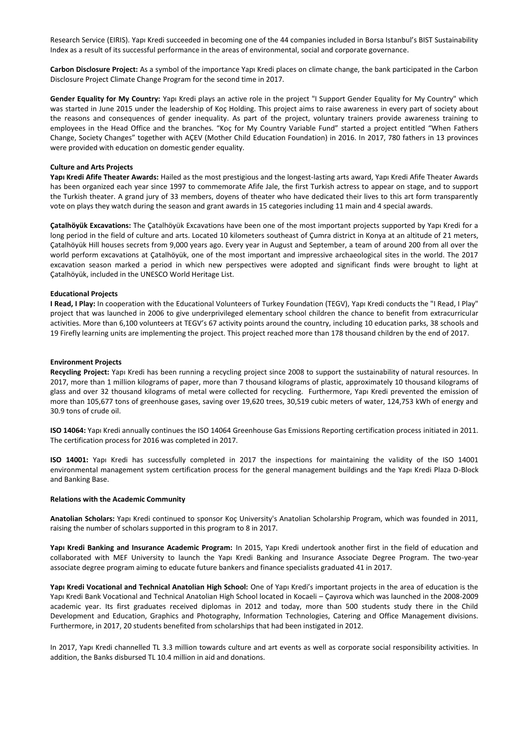Research Service (EIRIS). Yapı Kredi succeeded in becoming one of the 44 companies included in Borsa Istanbul's BIST Sustainability Index as a result of its successful performance in the areas of environmental, social and corporate governance.

**Carbon Disclosure Project:** As a symbol of the importance Yapı Kredi places on climate change, the bank participated in the Carbon Disclosure Project Climate Change Program for the second time in 2017.

**Gender Equality for My Country:** Yapı Kredi plays an active role in the project "I Support Gender Equality for My Country" which was started in June 2015 under the leadership of Koç Holding. This project aims to raise awareness in every part of society about the reasons and consequences of gender inequality. As part of the project, voluntary trainers provide awareness training to employees in the Head Office and the branches. "Koç for My Country Variable Fund" started a project entitled "When Fathers Change, Society Changes" together with AÇEV (Mother Child Education Foundation) in 2016. In 2017, 780 fathers in 13 provinces were provided with education on domestic gender equality.

**Culture and Arts Projects**

**Yapı Kredi Afife Theater Awards:** Hailed as the most prestigious and the longest-lasting arts award, Yapı Kredi Afife Theater Awards has been organized each year since 1997 to commemorate Afife Jale, the first Turkish actress to appear on stage, and to support the Turkish theater. A grand jury of 33 members, doyens of theater who have dedicated their lives to this art form transparently vote on plays they watch during the season and grant awards in 15 categories including 11 main and 4 special awards.

**Çatalhöyük Excavations:** The Çatalhöyük Excavations have been one of the most important projects supported by Yapı Kredi for a long period in the field of culture and arts. Located 10 kilometers southeast of Çumra district in Konya at an altitude of 21 meters, Çatalhöyük Hill houses secrets from 9,000 years ago. Every year in August and September, a team of around 200 from all over the world perform excavations at Çatalhöyük, one of the most important and impressive archaeological sites in the world. The 2017 excavation season marked a period in which new perspectives were adopted and significant finds were brought to light at Çatalhöyük, included in the UNESCO World Heritage List.

**Educational Projects**

**I Read, I Play:** In cooperation with the Educational Volunteers of Turkey Foundation (TEGV), Yapı Kredi conducts the "I Read, I Play" project that was launched in 2006 to give underprivileged elementary school children the chance to benefit from extracurricular activities. More than 6,100 volunteers at TEGV's 67 activity points around the country, including 10 education parks, 38 schools and 19 Firefly learning units are implementing the project. This project reached more than 178 thousand children by the end of 2017.

**Environment Projects**

**Recycling Project:** Yapı Kredi has been running a recycling project since 2008 to support the sustainability of natural resources. In 2017, more than 1 million kilograms of paper, more than 7 thousand kilograms of plastic, approximately 10 thousand kilograms of glass and over 32 thousand kilograms of metal were collected for recycling. Furthermore, Yapı Kredi prevented the emission of more than 105,677 tons of greenhouse gases, saving over 19,620 trees, 30,519 cubic meters of water, 124,753 kWh of energy and 30.9 tons of crude oil.

**ISO 14064:** Yapı Kredi annually continues the ISO 14064 Greenhouse Gas Emissions Reporting certification process initiated in 2011. The certification process for 2016 was completed in 2017.

**ISO 14001:** Yapı Kredi has successfully completed in 2017 the inspections for maintaining the validity of the ISO 14001 environmental management system certification process for the general management buildings and the Yapı Kredi Plaza D-Block and Banking Base.

**Relations with the Academic Community**

**Anatolian Scholars:** Yapı Kredi continued to sponsor Koç University's Anatolian Scholarship Program, which was founded in 2011, raising the number of scholars supported in this program to 8 in 2017.

**Yapı Kredi Banking and Insurance Academic Program:** In 2015, Yapı Kredi undertook another first in the field of education and collaborated with MEF University to launch the Yapı Kredi Banking and Insurance Associate Degree Program. The two-year associate degree program aiming to educate future bankers and finance specialists graduated 41 in 2017.

**Yapı Kredi Vocational and Technical Anatolian High School:** One of Yapı Kredi's important projects in the area of education is the Yapı Kredi Bank Vocational and Technical Anatolian High School located in Kocaeli – Çayırova which was launched in the 2008-2009 academic year. Its first graduates received diplomas in 2012 and today, more than 500 students study there in the Child Development and Education, Graphics and Photography, Information Technologies, Catering and Office Management divisions. Furthermore, in 2017, 20 students benefited from scholarships that had been instigated in 2012.

In 2017, Yapı Kredi channelled TL 3.3 million towards culture and art events as well as corporate social responsibility activities. In addition, the Banks disbursed TL 10.4 million in aid and donations.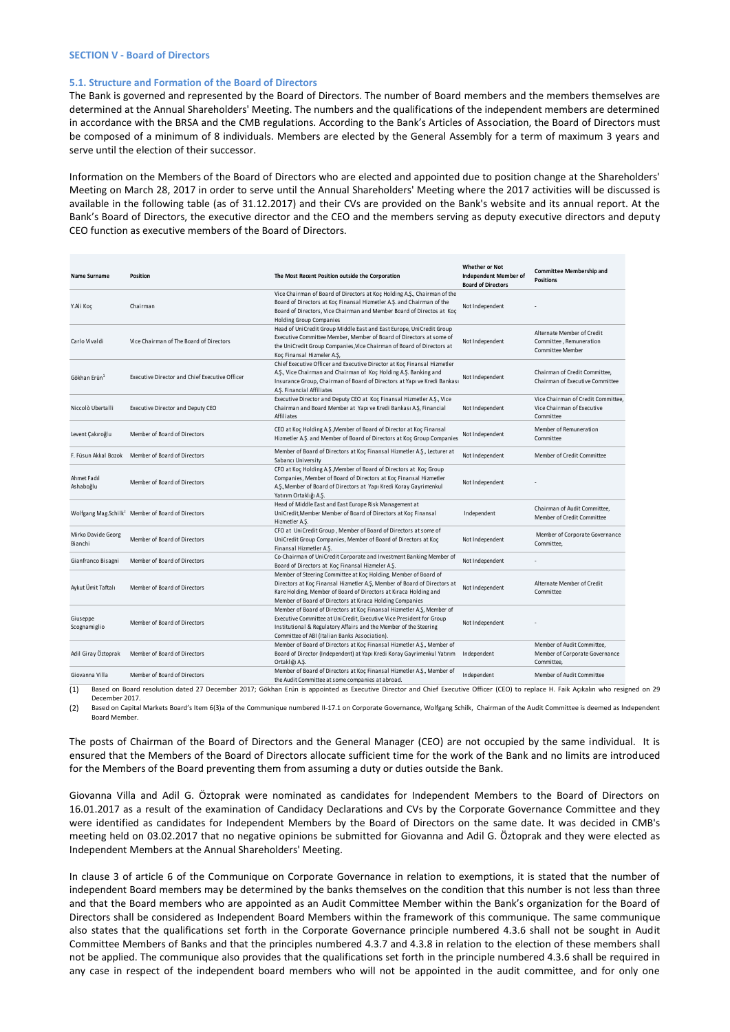## SECTION V - Board of Directors

### 5.1. Structure and Formation of the Board of Directors

The Bank is governed and represented by the Board of Directors. The number of Board members and the members themselves are determined at the Annual Shareholders' Meeting. The numbers and the qualifications of the independent members are determined in accordance with the BRSA and the CMB regulations. According to the Bank's Articles of Association, the Board of Directors must be composed of a minimum of 8 individuals. Members are elected by the General Assembly for a term of maximum 3 years and serve until the election of their successor.

Information on the Members of the Board of Directors who are elected and appointed due to position change at the Shareholders' Meeting on March 28, 2017 in order to serve until the Annual Shareholders' Meeting where the 2017 activities will be discussed is available in the following table (as of 31.12.2017) and their CVs are provided on the Bank's website and its annual report. At the Bank's Board of Directors, the executive director and the CEO and the members serving as deputy executive directors and deputy CEO function as executive members of the Board of Directors.

| Name Surname | Position | The Most Recent Position outside the Corporation | Whether or Not Independent Member of Board of Directors | Committee Membership and Positions |
|---|---|---|---|---|
| Y.Ali Koç | Chairman | Vice Chairman of Board of Directors at Koç Holding A.Ş., Chairman of the Board of Directors at Koç Finansal Hizmetler A.Ş. and Chairman of the Board of Directors, Vice Chairman and Member Board of Direcots at Koç Holding Group Companies | Not Independent | - |
| Carlo Vivaldi | Vice Chairman of The Board of Directors | Head of UniCredit Group Middle East and East Europe, UniCredit Group Executive Committee Member, Member of Board of Directors at some of the UniCredit Group Companies,Vice Chairman of Board of Directors at Koç Finansal Hizmeler A.Ş, | Not Independent | Alternate Member of Credit Committee , Remuneration Committee Member |
| Gökhan Erün[1] | Executive Director and Chief Executive Officer | Chief Executive Officer and Executive Director at Koç Finansal Hizmetler A.Ş., Vice Chairman and Chairman of Koç Holding A.Ş. Banking and Insurance Group, Chairman of Board of Directors at Yapı ve Kredi Bankası A.Ş. Financial Affiliates | Not Independent | Chairman of Credit Committee, Chairman of Executive Committee |
| Niccolò Ubertalli | Executive Director and Deputy CEO | Executive Director and Deputy CEO at Koç Finansal Hizmetler A.Ş., Vice Chairman and Board Member at Yapı ve Kredi Bankası A.Ş, Financial Affiliates | Not Independent | Vice Chairman of Credit Committee, Vice Chairman of Executive Committee |
| Levent Çakıroğlu | Member of Board of Directors | CEO at Koç Holding A.Ş.,Member of Board of Director at Koç Finansal Hizmetler A.Ş. and Member of Board of Directors at Koç Group Companies | Not Independent | Member of Remuneration Committee |
| F. Füsun Akkal Bozok | Member of Board of Directors | Member of Board of Directors at Koç Finansal Hizmetler A.Ş., Lecturer at Sabancı University | Not Independent | Member of Credit Committee |
| Ahmet Fadıl Ashaboğlu | Member of Board of Directors | CFO at Koç Holding A.Ş.,Member of Board of Directors at Koç Group Companies, Member of Board of Directors at Koç Finansal Hizmetler A.Ş.,Member of Board of Directors at Yapı Kredi Koray Gayrimenkul Yatırım Ortaklığı A.Ş. | Not Independent | - |
| Wolfgang Mag.Schilk[2] | Member of Board of Directors | Head of Middle East and East Europe Risk Management at UniCredit,Member Member of Board of Directors at Koç Finansal Hizmetler A.Ş. | Independent | Chairman of Audit Committee, Member of Credit Committee |
| Mirko Davide Georg Bianchi | Member of Board of Directors | CFO at UniCredit Group , Member of Board of Directors at some of UniCredit Group Companies, Member of Board of Directors at Koç Finansal Hizmetler A.Ş. | Not Independent | Member of Corporate Governance Committee, |
| Gianfranco Bisagni | Member of Board of Directors | Co-Chairman of UniCredit Corporate and Investment Banking Member of Board of Directors at Koç Finansal Hizmeler A.Ş. | Not Independent | - |
| Aykut Ümit Taftalı | Member of Board of Directors | Member of Steering Committee at Koç Holding, Member of Board of Directors at Koç Finansal Hizmetler A.Ş, Member of Board of Directors at Kare Holding, Member of Board of Directors at Kıraca Holding and Member of Board of Directors at Kıraca Holding Companies | Not Independent | Alternate Member of Credit Committee |
| Giuseppe Scognamiglio | Member of Board of Directors | Member of Board of Directors at Koç Finansal Hizmetler A.Ş, Member of Executive Committee at UniCredit, Executive Vice President for Group Institutional & Regulatory Affairs and the Member of the Steering Committee of ABI (Italian Banks Association). | Not Independent | - |
| Adil Giray Öztoprak | Member of Board of Directors | Member of Board of Directors at Koç Finansal Hizmetler A.Ş., Member of Board of Director (Independent) at Yapı Kredi Koray Gayrimenkul Yatırım Ortaklığı A.Ş. | Independent | Member of Audit Committee, Member of Corporate Governance Committee, |
| Giovanna Villa | Member of Board of Directors | Member of Board of Directors at Koç Finansal Hizmetler A.Ş., Member of the Audit Committee at some companies at abroad. | Independent | Member of Audit Committee |

(1) Based on Board resolution dated 27 December 2017; Gökhan Erün is appointed as Executive Director and Chief Executive Officer (CEO) to replace H. Faik Açıkalın who resigned on 29 December 2017.

(2) Based on Capital Markets Board's Item 6(3)a of the Communique numbered II-17.1 on Corporate Governance, Wolfgang Schilk, Chairman of the Audit Committee is deemed as Independent Board Member.

The posts of Chairman of the Board of Directors and the General Manager (CEO) are not occupied by the same individual. It is ensured that the Members of the Board of Directors allocate sufficient time for the work of the Bank and no limits are introduced for the Members of the Board preventing them from assuming a duty or duties outside the Bank.

Giovanna Villa and Adil G. Öztoprak were nominated as candidates for Independent Members to the Board of Directors on 16.01.2017 as a result of the examination of Candidacy Declarations and CVs by the Corporate Governance Committee and they were identified as candidates for Independent Members by the Board of Directors on the same date. It was decided in CMB's meeting held on 03.02.2017 that no negative opinions be submitted for Giovanna and Adil G. Öztoprak and they were elected as Independent Members at the Annual Shareholders' Meeting.

In clause 3 of article 6 of the Communique on Corporate Governance in relation to exemptions, it is stated that the number of independent Board members may be determined by the banks themselves on the condition that this number is not less than three and that the Board members who are appointed as an Audit Committee Member within the Bank's organization for the Board of Directors shall be considered as Independent Board Members within the framework of this communique. The same communique also states that the qualifications set forth in the Corporate Governance principle numbered 4.3.6 shall not be sought in Audit Committee Members of Banks and that the principles numbered 4.3.7 and 4.3.8 in relation to the election of these members shall not be applied. The communique also provides that the qualifications set forth in the principle numbered 4.3.6 shall be required in any case in respect of the independent board members who will not be appointed in the audit committee, and for only one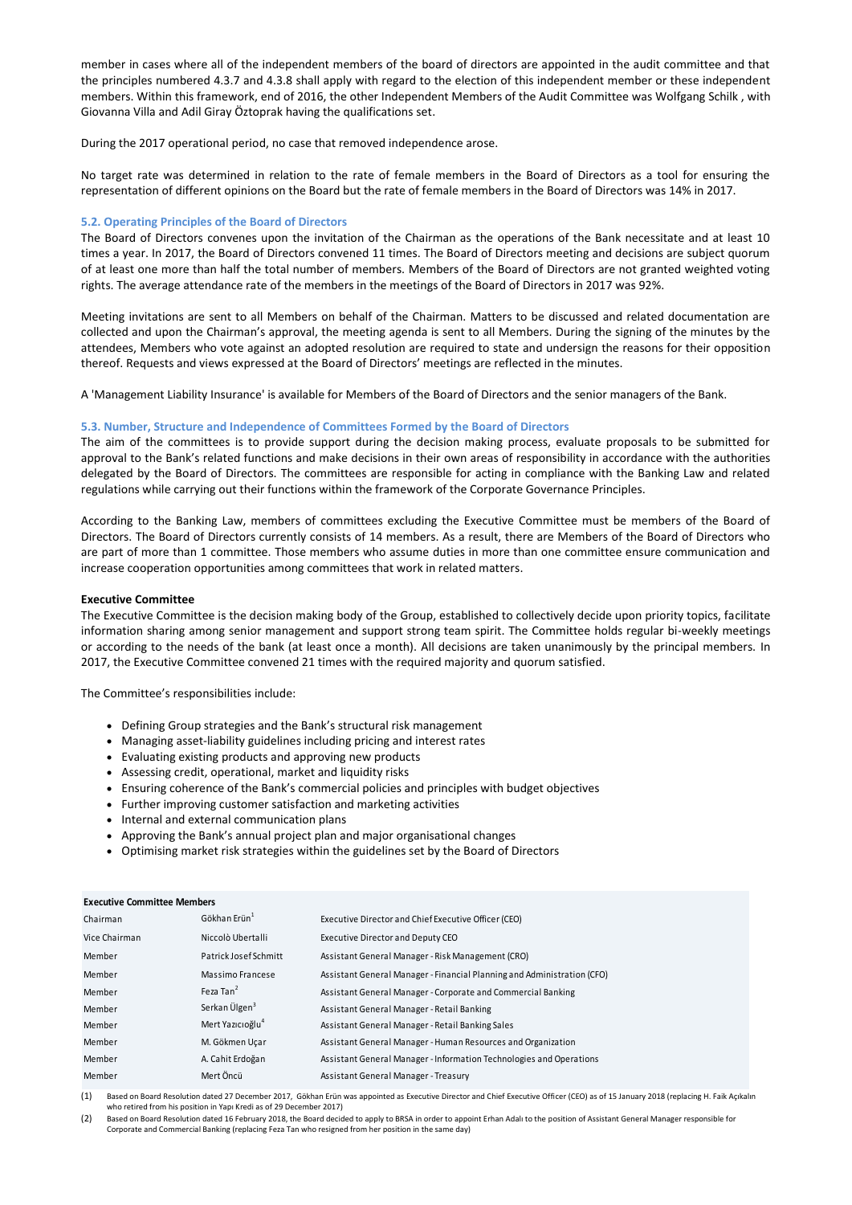member in cases where all of the independent members of the board of directors are appointed in the audit committee and that the principles numbered 4.3.7 and 4.3.8 shall apply with regard to the election of this independent member or these independent members. Within this framework, end of 2016, the other Independent Members of the Audit Committee was Wolfgang Schilk , with Giovanna Villa and Adil Giray Öztoprak having the qualifications set.

During the 2017 operational period, no case that removed independence arose.

No target rate was determined in relation to the rate of female members in the Board of Directors as a tool for ensuring the representation of different opinions on the Board but the rate of female members in the Board of Directors was 14% in 2017.

### 5.2. Operating Principles of the Board of Directors

The Board of Directors convenes upon the invitation of the Chairman as the operations of the Bank necessitate and at least 10 times a year. In 2017, the Board of Directors convened 11 times. The Board of Directors meeting and decisions are subject quorum of at least one more than half the total number of members. Members of the Board of Directors are not granted weighted voting rights. The average attendance rate of the members in the meetings of the Board of Directors in 2017 was 92%.

Meeting invitations are sent to all Members on behalf of the Chairman. Matters to be discussed and related documentation are collected and upon the Chairman's approval, the meeting agenda is sent to all Members. During the signing of the minutes by the attendees, Members who vote against an adopted resolution are required to state and undersign the reasons for their opposition thereof. Requests and views expressed at the Board of Directors' meetings are reflected in the minutes.

A 'Management Liability Insurance' is available for Members of the Board of Directors and the senior managers of the Bank.

### 5.3. Number, Structure and Independence of Committees Formed by the Board of Directors

The aim of the committees is to provide support during the decision making process, evaluate proposals to be submitted for approval to the Bank's related functions and make decisions in their own areas of responsibility in accordance with the authorities delegated by the Board of Directors. The committees are responsible for acting in compliance with the Banking Law and related regulations while carrying out their functions within the framework of the Corporate Governance Principles.

According to the Banking Law, members of committees excluding the Executive Committee must be members of the Board of Directors. The Board of Directors currently consists of 14 members. As a result, there are Members of the Board of Directors who are part of more than 1 committee. Those members who assume duties in more than one committee ensure communication and increase cooperation opportunities among committees that work in related matters.

**Executive Committee**

The Executive Committee is the decision making body of the Group, established to collectively decide upon priority topics, facilitate information sharing among senior management and support strong team spirit. The Committee holds regular bi-weekly meetings or according to the needs of the bank (at least once a month). All decisions are taken unanimously by the principal members. In 2017, the Executive Committee convened 21 times with the required majority and quorum satisfied.

The Committee's responsibilities include:

- Defining Group strategies and the Bank's structural risk management
- Managing asset-liability guidelines including pricing and interest rates
- Evaluating existing products and approving new products
- Assessing credit, operational, market and liquidity risks
- Ensuring coherence of the Bank's commercial policies and principles with budget objectives
- Further improving customer satisfaction and marketing activities
- Internal and external communication plans
- Approving the Bank's annual project plan and major organisational changes
- Optimising market risk strategies within the guidelines set by the Board of Directors

| Executive Committee Members | | |
|---|---|---|
| Chairman | Gökhan Erün[1] | Executive Director and Chief Executive Officer (CEO) |
| Vice Chairman | Niccolò Ubertalli | Executive Director and Deputy CEO |
| Member | Patrick Josef Schmitt | Assistant General Manager - Risk Management (CRO) |
| Member | Massimo Francese | Assistant General Manager - Financial Planning and Administration (CFO) |
| Member | Feza Tan[2] | Assistant General Manager - Corporate and Commercial Banking |
| Member | Serkan Ülgen[3] | Assistant General Manager - Retail Banking |
| Member | Mert Yazıcıoğlu[4] | Assistant General Manager - Retail Banking Sales |
| Member | M. Gökmen Uçar | Assistant General Manager - Human Resources and Organization |
| Member | A. Cahit Erdoğan | Assistant General Manager - Information Technologies and Operations |
| Member | Mert Öncü | Assistant General Manager - Treasury |

(1) Based on Board Resolution dated 27 December 2017, Gökhan Erün was appointed as Executive Director and Chief Executive Officer (CEO) as of 15 January 2018 (replacing H. Faik Açıkalın who retired from his position in Yapı Kredi as of 29 December 2017)

(2) Based on Board Resolution dated 16 February 2018, the Board decided to apply to BRSA in order to appoint Erhan Adalı to the position of Assistant General Manager responsible for Corporate and Commercial Banking (replacing Feza Tan who resigned from her position in the same day)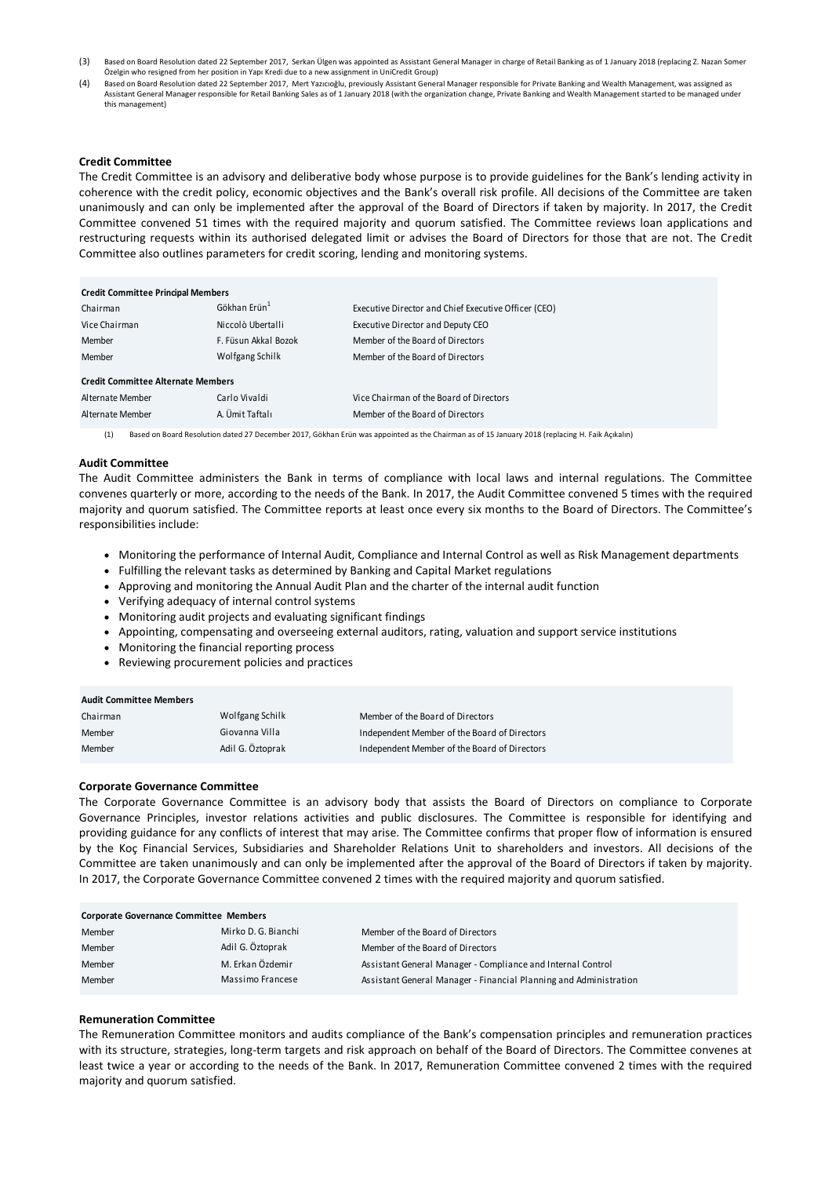(3) Based on Board Resolution dated 22 September 2017, Serkan Ülgen was appointed as Assistant General Manager in charge of Retail Banking as of 1 January 2018 (replacing Z. Nazan Somer Özelgin who resigned from her position in Yapı Kredi due to a new assignment in UniCredit Group)

(4) Based on Board Resolution dated 22 September 2017, Mert Yazıcıoğlu, previously Assistant General Manager responsible for Private Banking and Wealth Management, was assigned as Assistant General Manager responsible for Retail Banking Sales as of 1 January 2018 (with the organization change, Private Banking and Wealth Management started to be managed under this management)

**Credit Committee**

The Credit Committee is an advisory and deliberative body whose purpose is to provide guidelines for the Bank's lending activity in coherence with the credit policy, economic objectives and the Bank's overall risk profile. All decisions of the Committee are taken unanimously and can only be implemented after the approval of the Board of Directors if taken by majority. In 2017, the Credit Committee convened 51 times with the required majority and quorum satisfied. The Committee reviews loan applications and restructuring requests within its authorised delegated limit or advises the Board of Directors for those that are not. The Credit Committee also outlines parameters for credit scoring, lending and monitoring systems.

| **Credit Committee Principal Members** | | |
|---|---|---|
| Chairman | Gökhan Erün[1] | Executive Director and Chief Executive Officer (CEO) |
| Vice Chairman | Niccolò Ubertalli | Executive Director and Deputy CEO |
| Member | F. Füsun Akkal Bozok | Member of the Board of Directors |
| Member | Wolfgang Schilk | Member of the Board of Directors |
| **Credit Committee Alternate Members** | | |
| Alternate Member | Carlo Vivaldi | Vice Chairman of the Board of Directors |
| Alternate Member | A. Ümit Taftalı | Member of the Board of Directors |

(1) Based on Board Resolution dated 27 December 2017, Gökhan Erün was appointed as the Chairman as of 15 January 2018 (replacing H. Faik Açıkalın)

**Audit Committee**

The Audit Committee administers the Bank in terms of compliance with local laws and internal regulations. The Committee convenes quarterly or more, according to the needs of the Bank. In 2017, the Audit Committee convened 5 times with the required majority and quorum satisfied. The Committee reports at least once every six months to the Board of Directors. The Committee's responsibilities include:

- Monitoring the performance of Internal Audit, Compliance and Internal Control as well as Risk Management departments
- Fulfilling the relevant tasks as determined by Banking and Capital Market regulations
- Approving and monitoring the Annual Audit Plan and the charter of the internal audit function
- Verifying adequacy of internal control systems
- Monitoring audit projects and evaluating significant findings
- Appointing, compensating and overseeing external auditors, rating, valuation and support service institutions
- Monitoring the financial reporting process
- Reviewing procurement policies and practices

| **Audit Committee Members** | | |
|---|---|---|
| Chairman | Wolfgang Schilk | Member of the Board of Directors |
| Member | Giovanna Villa | Independent Member of the Board of Directors |
| Member | Adil G. Öztoprak | Independent Member of the Board of Directors |

**Corporate Governance Committee**

The Corporate Governance Committee is an advisory body that assists the Board of Directors on compliance to Corporate Governance Principles, investor relations activities and public disclosures. The Committee is responsible for identifying and providing guidance for any conflicts of interest that may arise. The Committee confirms that proper flow of information is ensured by the Koç Financial Services, Subsidiaries and Shareholder Relations Unit to shareholders and investors. All decisions of the Committee are taken unanimously and can only be implemented after the approval of the Board of Directors if taken by majority. In 2017, the Corporate Governance Committee convened 2 times with the required majority and quorum satisfied.

| **Corporate Governance Committee Members** | | |
|---|---|---|
| Member | Mirko D. G. Bianchi | Member of the Board of Directors |
| Member | Adil G. Öztoprak | Member of the Board of Directors |
| Member | M. Erkan Özdemir | Assistant General Manager - Compliance and Internal Control |
| Member | Massimo Francese | Assistant General Manager - Financial Planning and Administration |

**Remuneration Committee**

The Remuneration Committee monitors and audits compliance of the Bank's compensation principles and remuneration practices with its structure, strategies, long-term targets and risk approach on behalf of the Board of Directors. The Committee convenes at least twice a year or according to the needs of the Bank. In 2017, Remuneration Committee convened 2 times with the required majority and quorum satisfied.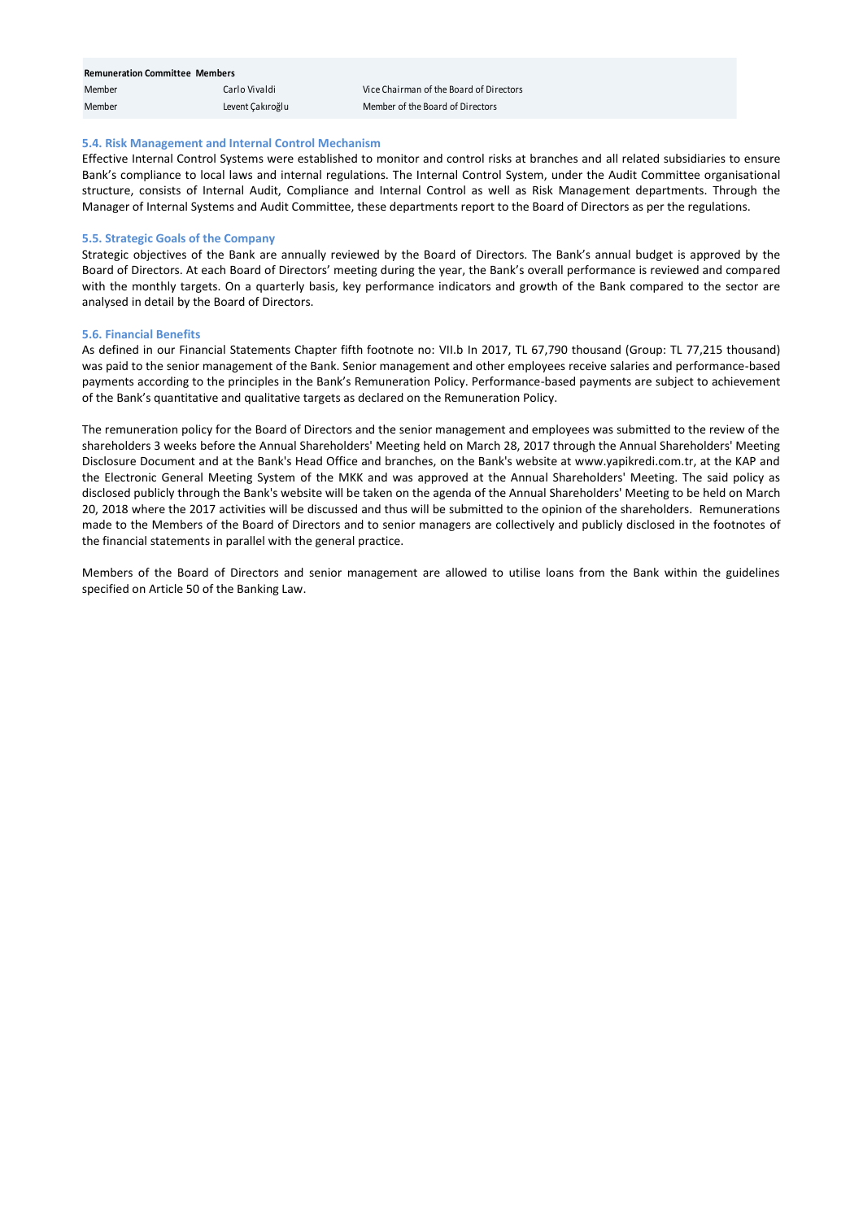| Remuneration Committee Members | | |
| --- | --- | --- |
| Member | Carlo Vivaldi | Vice Chairman of the Board of Directors |
| Member | Levent Çakıroğlu | Member of the Board of Directors |

### 5.4. Risk Management and Internal Control Mechanism

Effective Internal Control Systems were established to monitor and control risks at branches and all related subsidiaries to ensure Bank's compliance to local laws and internal regulations. The Internal Control System, under the Audit Committee organisational structure, consists of Internal Audit, Compliance and Internal Control as well as Risk Management departments. Through the Manager of Internal Systems and Audit Committee, these departments report to the Board of Directors as per the regulations.

### 5.5. Strategic Goals of the Company

Strategic objectives of the Bank are annually reviewed by the Board of Directors. The Bank's annual budget is approved by the Board of Directors. At each Board of Directors' meeting during the year, the Bank's overall performance is reviewed and compared with the monthly targets. On a quarterly basis, key performance indicators and growth of the Bank compared to the sector are analysed in detail by the Board of Directors.

### 5.6. Financial Benefits

As defined in our Financial Statements Chapter fifth footnote no: VII.b In 2017, TL 67,790 thousand (Group: TL 77,215 thousand) was paid to the senior management of the Bank. Senior management and other employees receive salaries and performance-based payments according to the principles in the Bank's Remuneration Policy. Performance-based payments are subject to achievement of the Bank's quantitative and qualitative targets as declared on the Remuneration Policy.

The remuneration policy for the Board of Directors and the senior management and employees was submitted to the review of the shareholders 3 weeks before the Annual Shareholders' Meeting held on March 28, 2017 through the Annual Shareholders' Meeting Disclosure Document and at the Bank's Head Office and branches, on the Bank's website at www.yapikredi.com.tr, at the KAP and the Electronic General Meeting System of the MKK and was approved at the Annual Shareholders' Meeting. The said policy as disclosed publicly through the Bank's website will be taken on the agenda of the Annual Shareholders' Meeting to be held on March 20, 2018 where the 2017 activities will be discussed and thus will be submitted to the opinion of the shareholders. Remunerations made to the Members of the Board of Directors and to senior managers are collectively and publicly disclosed in the footnotes of the financial statements in parallel with the general practice.

Members of the Board of Directors and senior management are allowed to utilise loans from the Bank within the guidelines specified on Article 50 of the Banking Law.